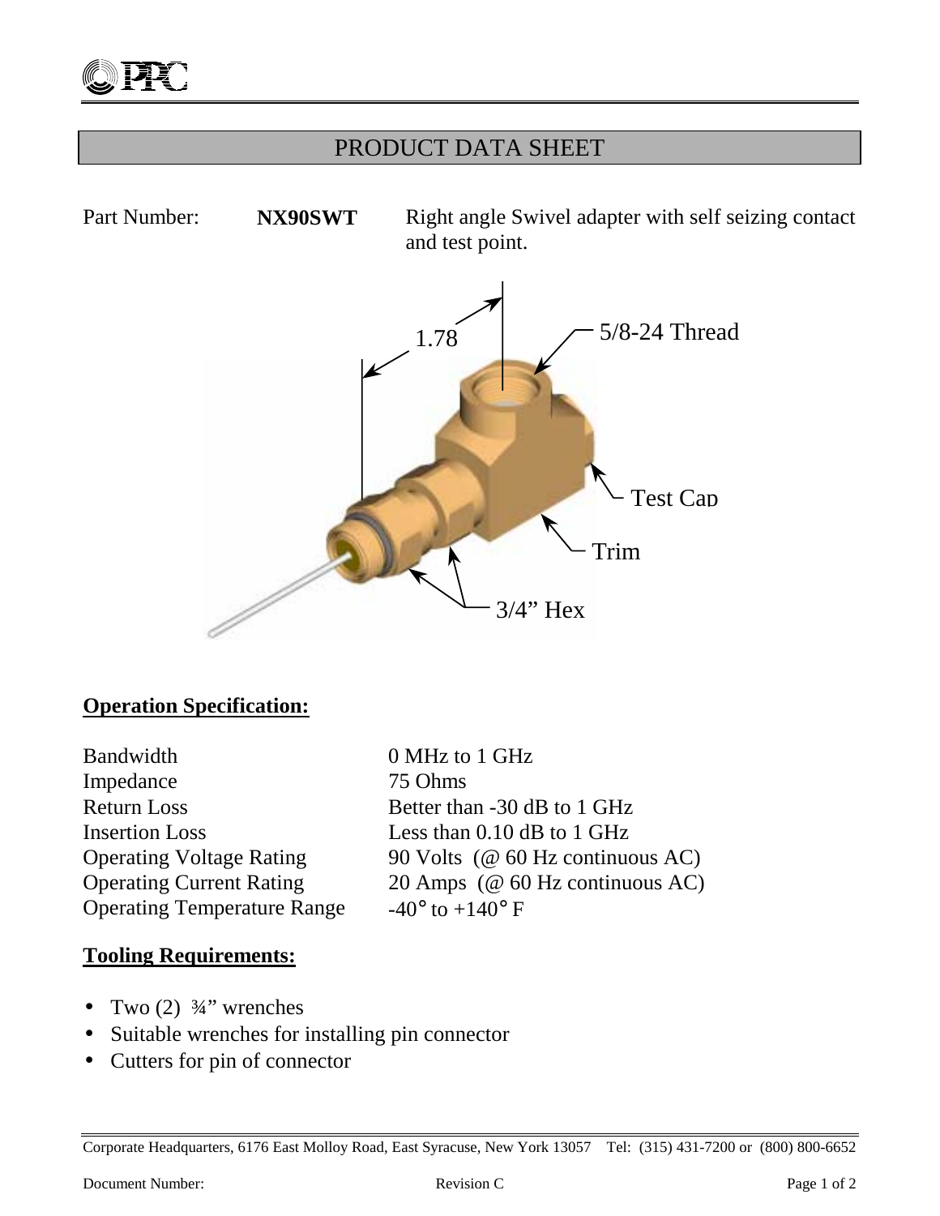# PRODUCT DATA SHEET

Part Number: **NX90SWT** Right angle Swivel adapter with self seizing contact and test point.

1.78

5/8-24 Thread

Test Cap

Trim

3/4" Hex

## Operation Specification:

| | |
|---|---|
| Bandwidth | 0 MHz to 1 GHz |
| Impedance | 75 Ohms |
| Return Loss | Better than -30 dB to 1 GHz |
| Insertion Loss | Less than 0.10 dB to 1 GHz |
| Operating Voltage Rating | 90 Volts (@ 60 Hz continuous AC) |
| Operating Current Rating | 20 Amps (@ 60 Hz continuous AC) |
| Operating Temperature Range | -40° to +140° F |

## Tooling Requirements:

- Two (2) ¾" wrenches
- Suitable wrenches for installing pin connector
- Cutters for pin of connector

Corporate Headquarters, 6176 East Molloy Road, East Syracuse, New York 13057 Tel: (315) 431-7200 or (800) 800-6652

Document Number: Revision C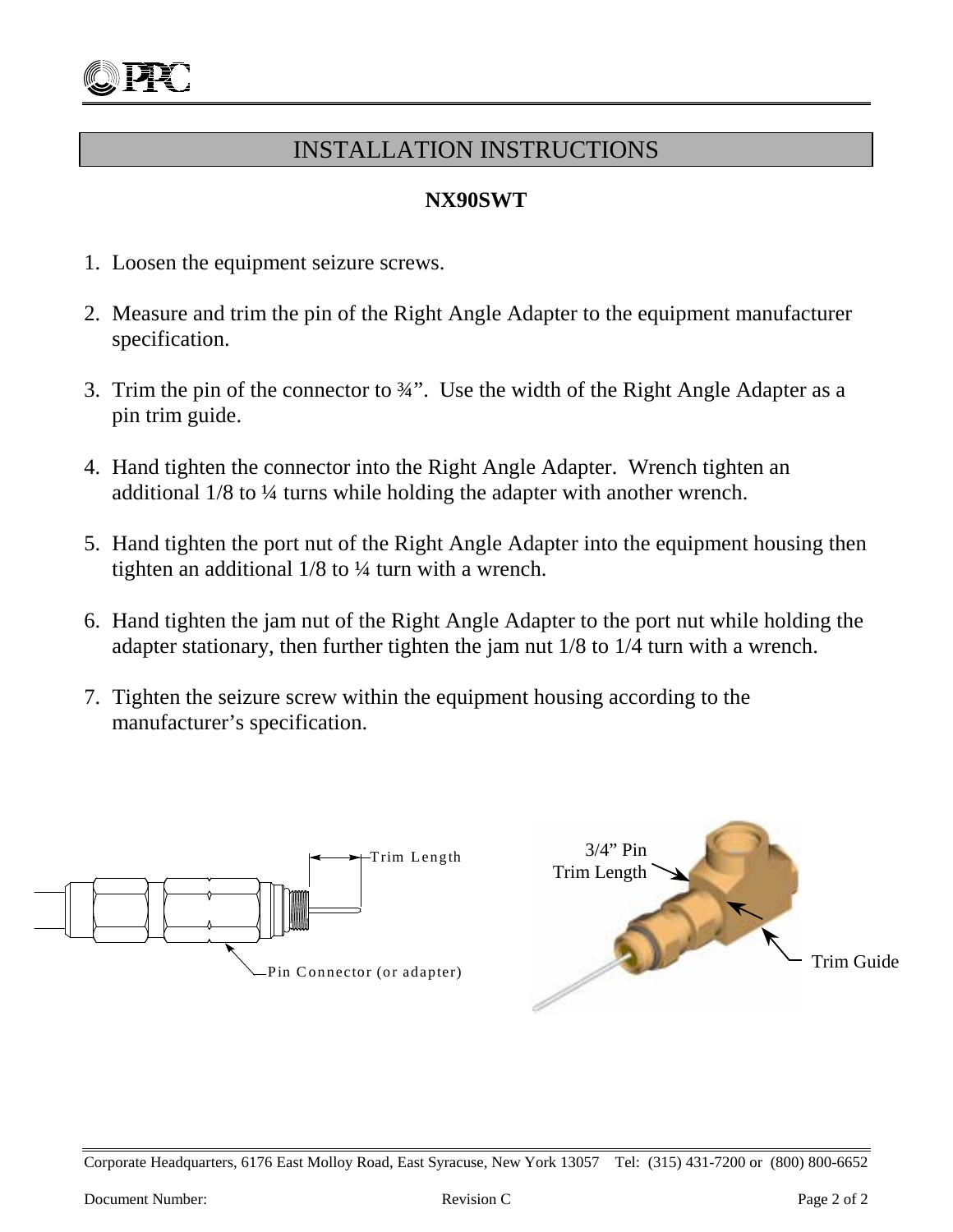# INSTALLATION INSTRUCTIONS

**NX90SWT**

1. Loosen the equipment seizure screws.

2. Measure and trim the pin of the Right Angle Adapter to the equipment manufacturer specification.

3. Trim the pin of the connector to ¾”. Use the width of the Right Angle Adapter as a pin trim guide.

4. Hand tighten the connector into the Right Angle Adapter. Wrench tighten an additional 1/8 to ¼ turns while holding the adapter with another wrench.

5. Hand tighten the port nut of the Right Angle Adapter into the equipment housing then tighten an additional 1/8 to ¼ turn with a wrench.

6. Hand tighten the jam nut of the Right Angle Adapter to the port nut while holding the adapter stationary, then further tighten the jam nut 1/8 to 1/4 turn with a wrench.

7. Tighten the seizure screw within the equipment housing according to the manufacturer’s specification.

Trim Length

Pin Connector (or adapter)

3/4” Pin Trim Length

Trim Guide

Corporate Headquarters, 6176 East Molloy Road, East Syracuse, New York 13057 Tel: (315) 431-7200 or (800) 800-6652

Document Number: Revision C